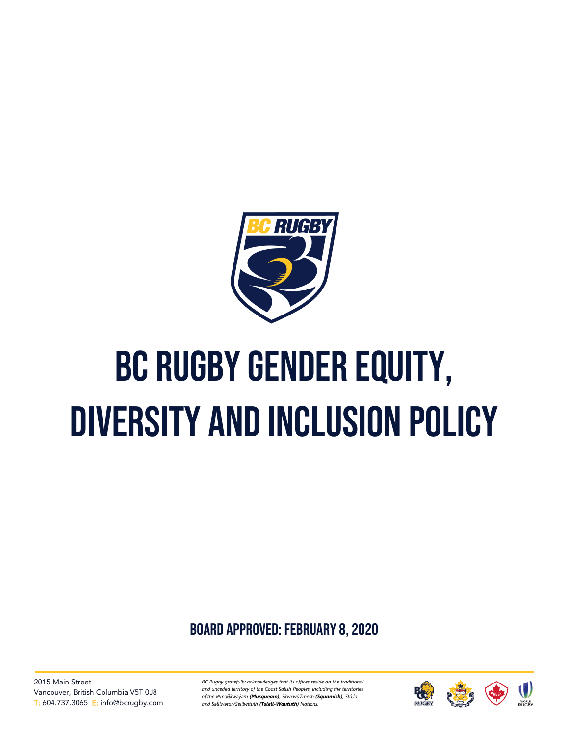# BC RUGBY GENDER EQUITY, DIVERSITY AND INCLUSION POLICY

**BOARD APPROVED: FEBRUARY 8, 2020**

2015 Main Street
Vancouver, British Columbia V5T 0J8
T: 604.737.3065 E: info@bcrugby.com

*BC Rugby gratefully acknowledges that its offices reside on the traditional and unceded territory of the Coast Salish Peoples, including the territories of the xʷməθkwəy̓əm **(Musqueam)**, Skwxwú7mesh **(Squamish)**, Stó:lō and Səl̓ílwətaʔ/Selilwitulh **(Tsleil-Waututh)** Nations.*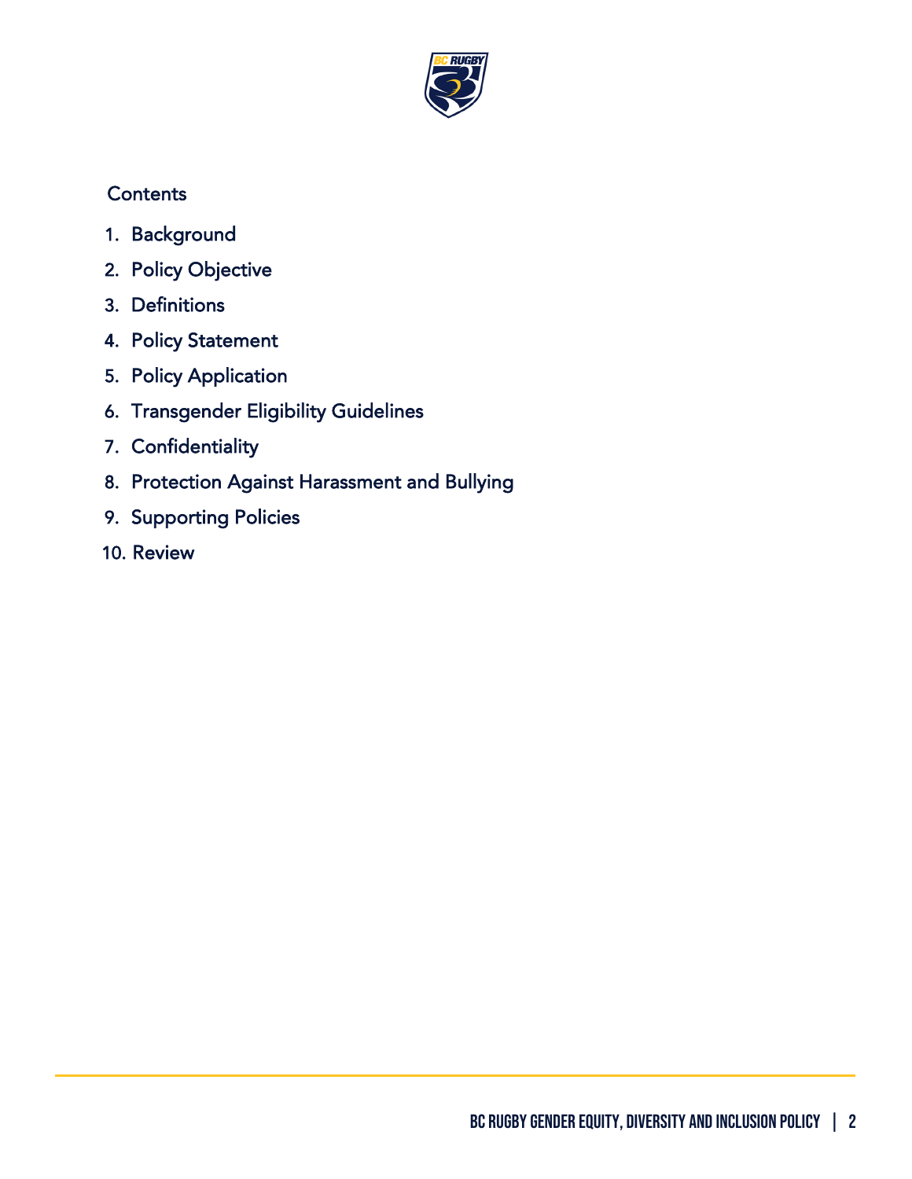## Contents

1. Background
2. Policy Objective
3. Definitions
4. Policy Statement
5. Policy Application
6. Transgender Eligibility Guidelines
7. Confidentiality
8. Protection Against Harassment and Bullying
9. Supporting Policies
10. Review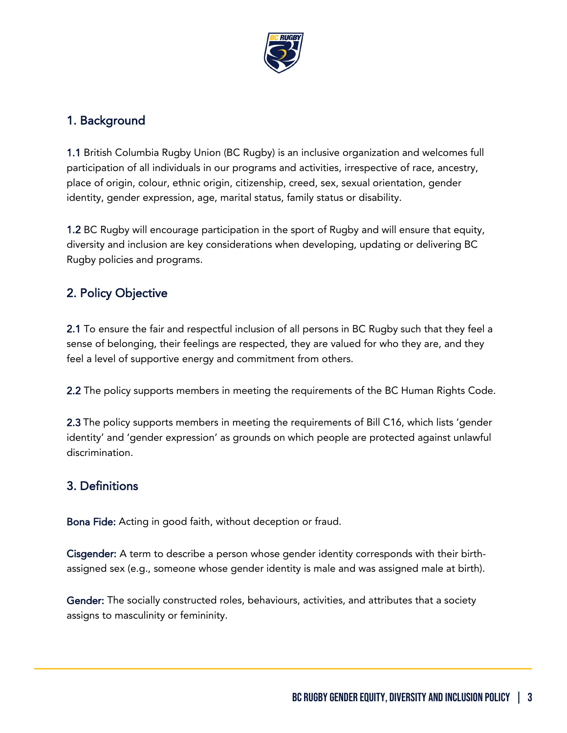## 1. Background

**1.1** British Columbia Rugby Union (BC Rugby) is an inclusive organization and welcomes full participation of all individuals in our programs and activities, irrespective of race, ancestry, place of origin, colour, ethnic origin, citizenship, creed, sex, sexual orientation, gender identity, gender expression, age, marital status, family status or disability.

**1.2** BC Rugby will encourage participation in the sport of Rugby and will ensure that equity, diversity and inclusion are key considerations when developing, updating or delivering BC Rugby policies and programs.

## 2. Policy Objective

**2.1** To ensure the fair and respectful inclusion of all persons in BC Rugby such that they feel a sense of belonging, their feelings are respected, they are valued for who they are, and they feel a level of supportive energy and commitment from others.

**2.2** The policy supports members in meeting the requirements of the BC Human Rights Code.

**2.3** The policy supports members in meeting the requirements of Bill C16, which lists 'gender identity' and 'gender expression' as grounds on which people are protected against unlawful discrimination.

## 3. Definitions

**Bona Fide:** Acting in good faith, without deception or fraud.

**Cisgender:** A term to describe a person whose gender identity corresponds with their birth-assigned sex (e.g., someone whose gender identity is male and was assigned male at birth).

**Gender:** The socially constructed roles, behaviours, activities, and attributes that a society assigns to masculinity or femininity.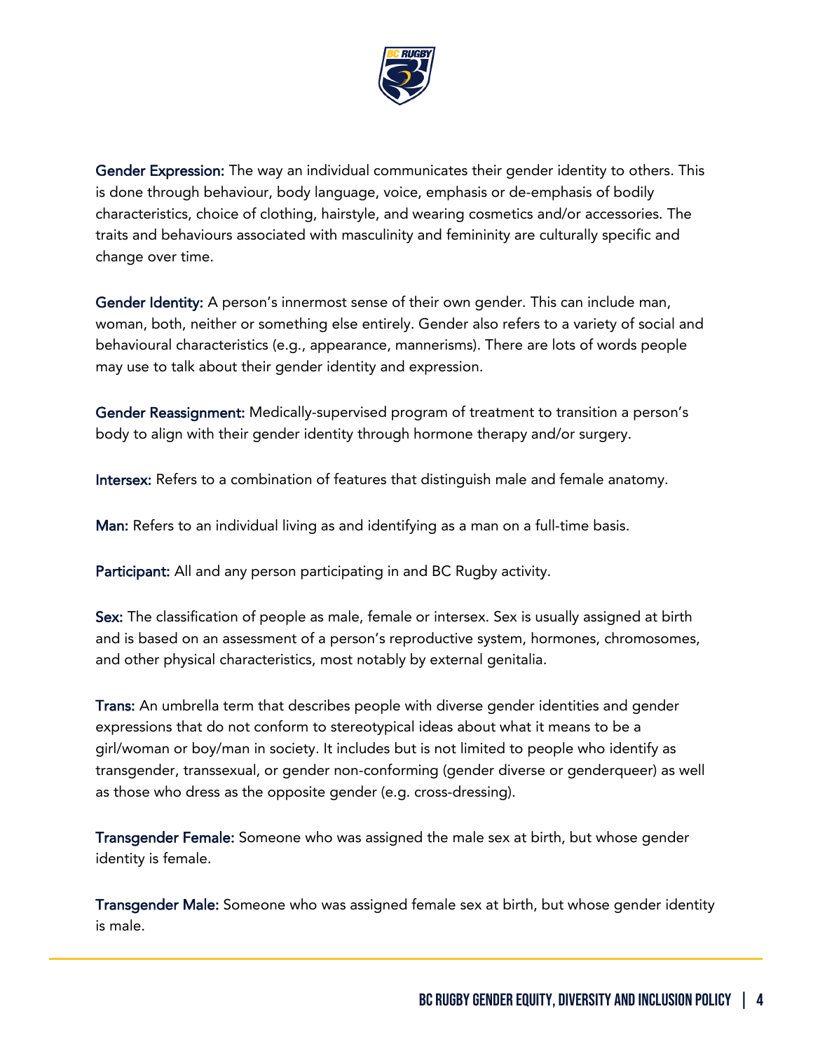**Gender Expression:** The way an individual communicates their gender identity to others. This is done through behaviour, body language, voice, emphasis or de-emphasis of bodily characteristics, choice of clothing, hairstyle, and wearing cosmetics and/or accessories. The traits and behaviours associated with masculinity and femininity are culturally specific and change over time.

**Gender Identity:** A person's innermost sense of their own gender. This can include man, woman, both, neither or something else entirely. Gender also refers to a variety of social and behavioural characteristics (e.g., appearance, mannerisms). There are lots of words people may use to talk about their gender identity and expression.

**Gender Reassignment:** Medically-supervised program of treatment to transition a person's body to align with their gender identity through hormone therapy and/or surgery.

**Intersex:** Refers to a combination of features that distinguish male and female anatomy.

**Man:** Refers to an individual living as and identifying as a man on a full-time basis.

**Participant:** All and any person participating in and BC Rugby activity.

**Sex:** The classification of people as male, female or intersex. Sex is usually assigned at birth and is based on an assessment of a person's reproductive system, hormones, chromosomes, and other physical characteristics, most notably by external genitalia.

**Trans:** An umbrella term that describes people with diverse gender identities and gender expressions that do not conform to stereotypical ideas about what it means to be a girl/woman or boy/man in society. It includes but is not limited to people who identify as transgender, transsexual, or gender non-conforming (gender diverse or genderqueer) as well as those who dress as the opposite gender (e.g. cross-dressing).

**Transgender Female:** Someone who was assigned the male sex at birth, but whose gender identity is female.

**Transgender Male:** Someone who was assigned female sex at birth, but whose gender identity is male.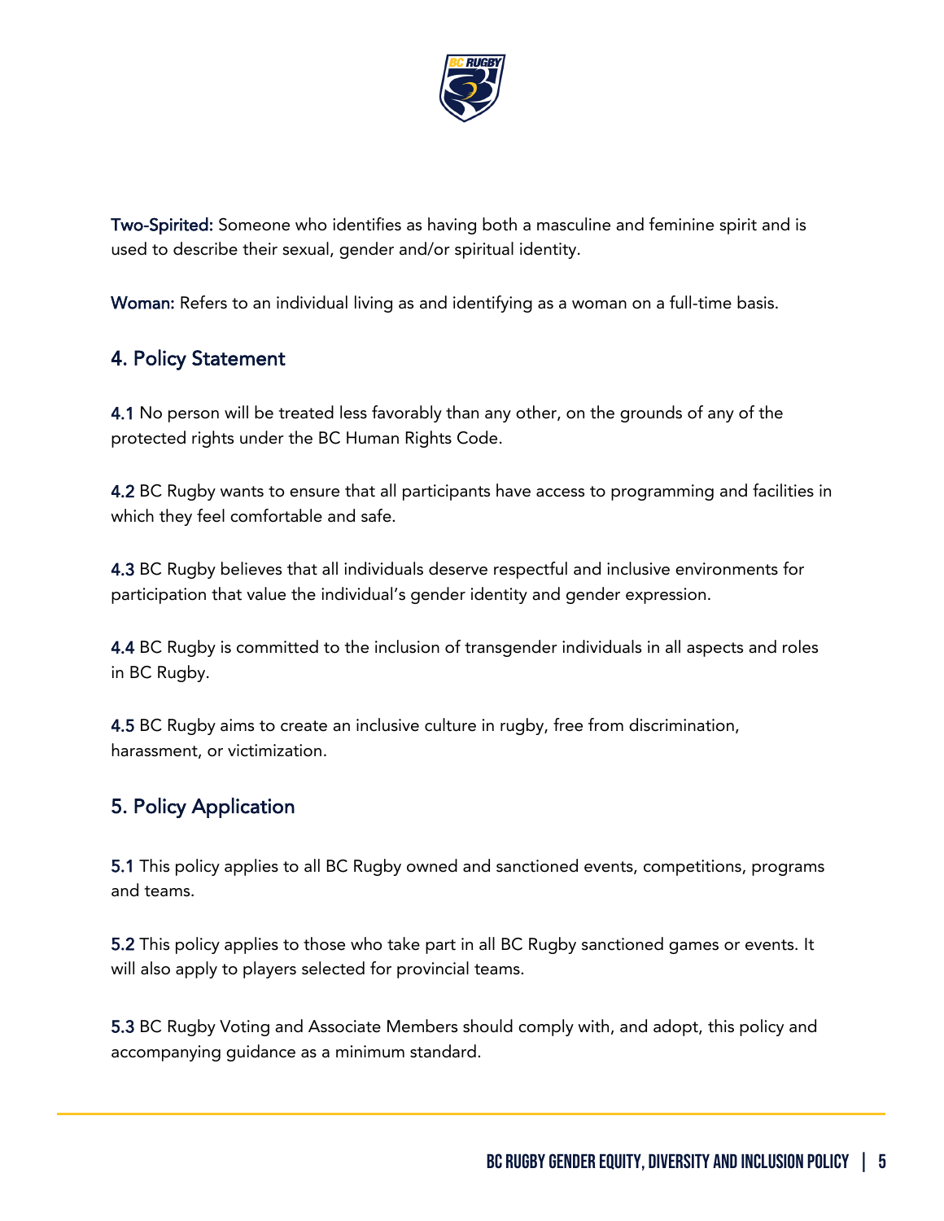**Two-Spirited:** Someone who identifies as having both a masculine and feminine spirit and is used to describe their sexual, gender and/or spiritual identity.

**Woman:** Refers to an individual living as and identifying as a woman on a full-time basis.

## 4. Policy Statement

**4.1** No person will be treated less favorably than any other, on the grounds of any of the protected rights under the BC Human Rights Code.

**4.2** BC Rugby wants to ensure that all participants have access to programming and facilities in which they feel comfortable and safe.

**4.3** BC Rugby believes that all individuals deserve respectful and inclusive environments for participation that value the individual's gender identity and gender expression.

**4.4** BC Rugby is committed to the inclusion of transgender individuals in all aspects and roles in BC Rugby.

**4.5** BC Rugby aims to create an inclusive culture in rugby, free from discrimination, harassment, or victimization.

## 5. Policy Application

**5.1** This policy applies to all BC Rugby owned and sanctioned events, competitions, programs and teams.

**5.2** This policy applies to those who take part in all BC Rugby sanctioned games or events. It will also apply to players selected for provincial teams.

**5.3** BC Rugby Voting and Associate Members should comply with, and adopt, this policy and accompanying guidance as a minimum standard.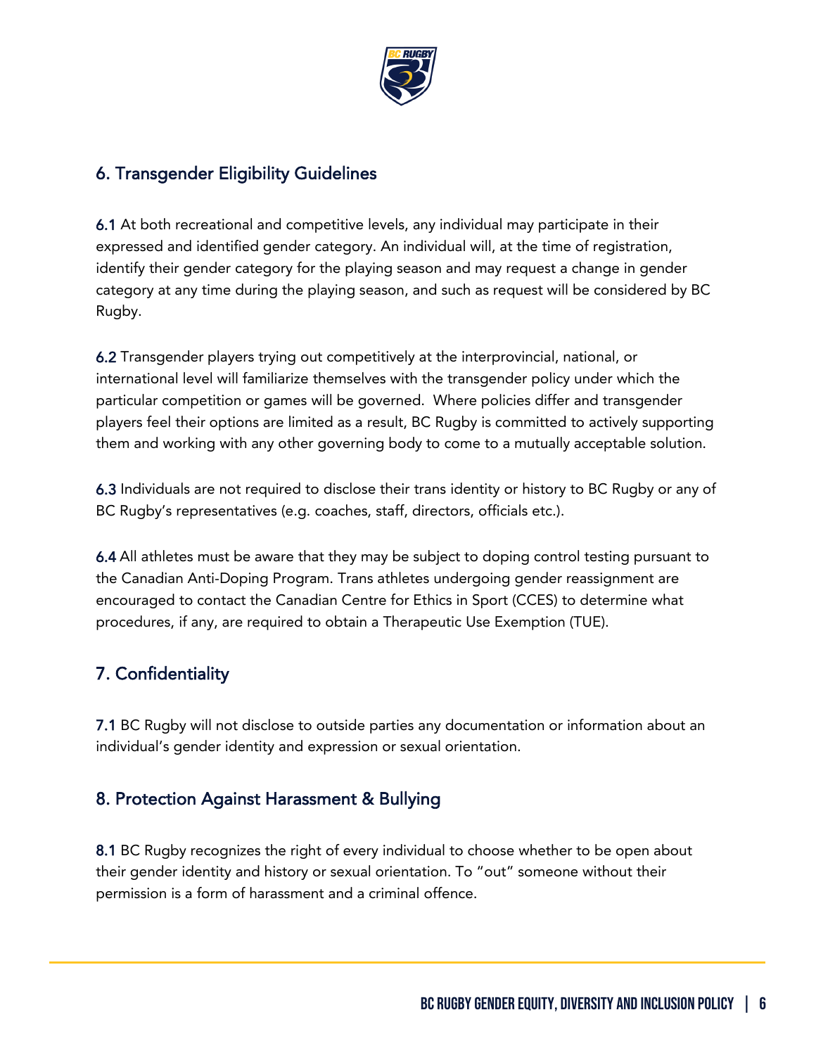## 6. Transgender Eligibility Guidelines

**6.1** At both recreational and competitive levels, any individual may participate in their expressed and identified gender category. An individual will, at the time of registration, identify their gender category for the playing season and may request a change in gender category at any time during the playing season, and such as request will be considered by BC Rugby.

**6.2** Transgender players trying out competitively at the interprovincial, national, or international level will familiarize themselves with the transgender policy under which the particular competition or games will be governed. Where policies differ and transgender players feel their options are limited as a result, BC Rugby is committed to actively supporting them and working with any other governing body to come to a mutually acceptable solution.

**6.3** Individuals are not required to disclose their trans identity or history to BC Rugby or any of BC Rugby's representatives (e.g. coaches, staff, directors, officials etc.).

**6.4** All athletes must be aware that they may be subject to doping control testing pursuant to the Canadian Anti-Doping Program. Trans athletes undergoing gender reassignment are encouraged to contact the Canadian Centre for Ethics in Sport (CCES) to determine what procedures, if any, are required to obtain a Therapeutic Use Exemption (TUE).

## 7. Confidentiality

**7.1** BC Rugby will not disclose to outside parties any documentation or information about an individual's gender identity and expression or sexual orientation.

## 8. Protection Against Harassment & Bullying

**8.1** BC Rugby recognizes the right of every individual to choose whether to be open about their gender identity and history or sexual orientation. To "out" someone without their permission is a form of harassment and a criminal offence.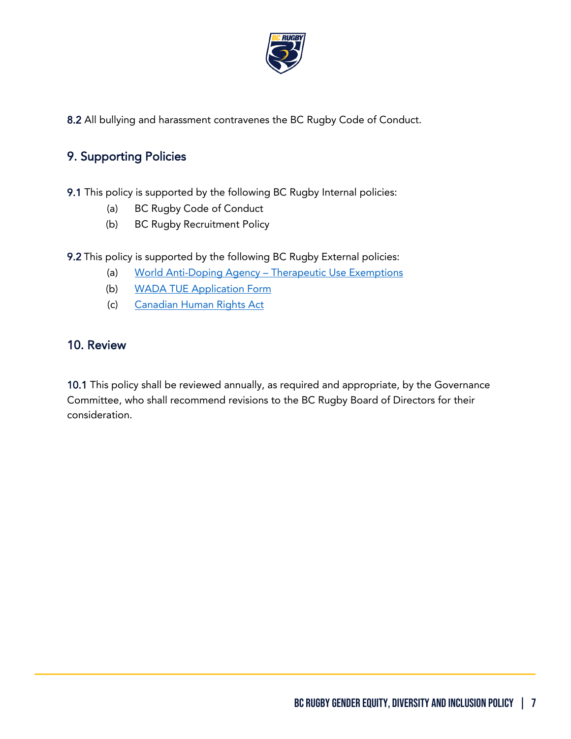**8.2** All bullying and harassment contravenes the BC Rugby Code of Conduct.

## 9. Supporting Policies

**9.1** This policy is supported by the following BC Rugby Internal policies:

- (a) BC Rugby Code of Conduct
- (b) BC Rugby Recruitment Policy

**9.2** This policy is supported by the following BC Rugby External policies:

- (a) World Anti-Doping Agency – Therapeutic Use Exemptions
- (b) WADA TUE Application Form
- (c) Canadian Human Rights Act

## 10. Review

**10.1** This policy shall be reviewed annually, as required and appropriate, by the Governance Committee, who shall recommend revisions to the BC Rugby Board of Directors for their consideration.